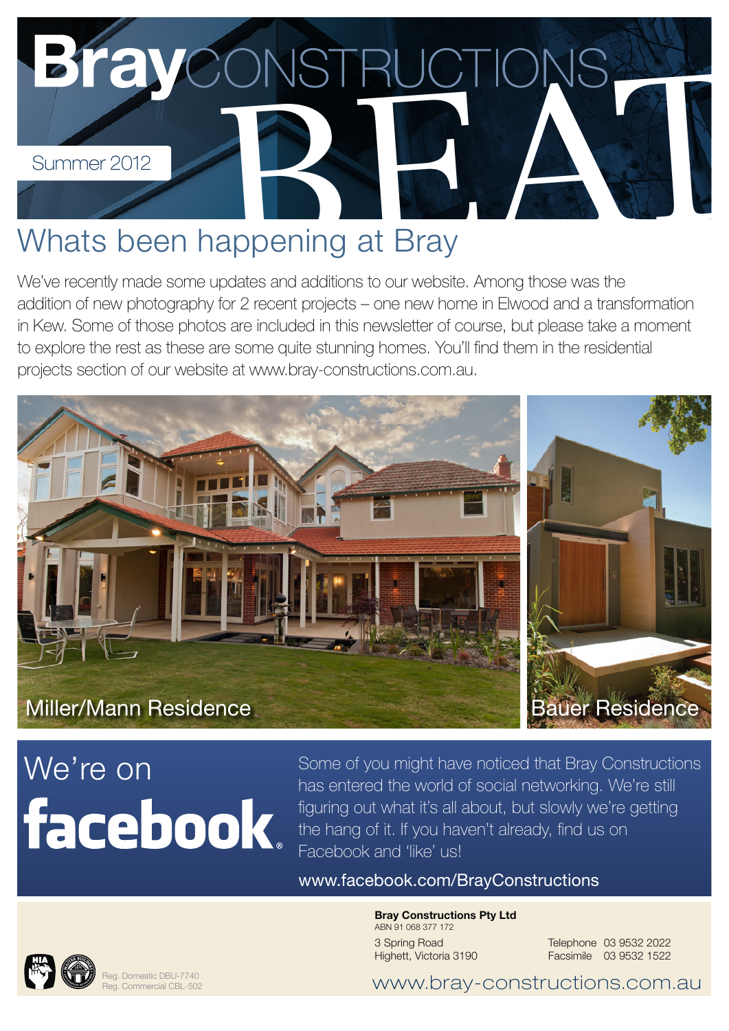# Bray CONSTRUCTIONS BEAT

Summer 2012

## Whats been happening at Bray

We've recently made some updates and additions to our website. Among those was the addition of new photography for 2 recent projects – one new home in Elwood and a transformation in Kew. Some of those photos are included in this newsletter of course, but please take a moment to explore the rest as these are some quite stunning homes. You'll find them in the residential projects section of our website at www.bray-constructions.com.au.

Miller/Mann Residence

Bauer Residence

## We're on facebook

Some of you might have noticed that Bray Constructions has entered the world of social networking. We're still figuring out what it's all about, but slowly we're getting the hang of it. If you haven't already, find us on Facebook and 'like' us!

www.facebook.com/BrayConstructions

**Bray Constructions Pty Ltd**
ABN 91 068 377 172

3 Spring Road
Highett, Victoria 3190

Telephone 03 9532 2022
Facsimile 03 9532 1522

Reg. Domestic DBU-7740
Reg. Commercial CBL-502

www.bray-constructions.com.au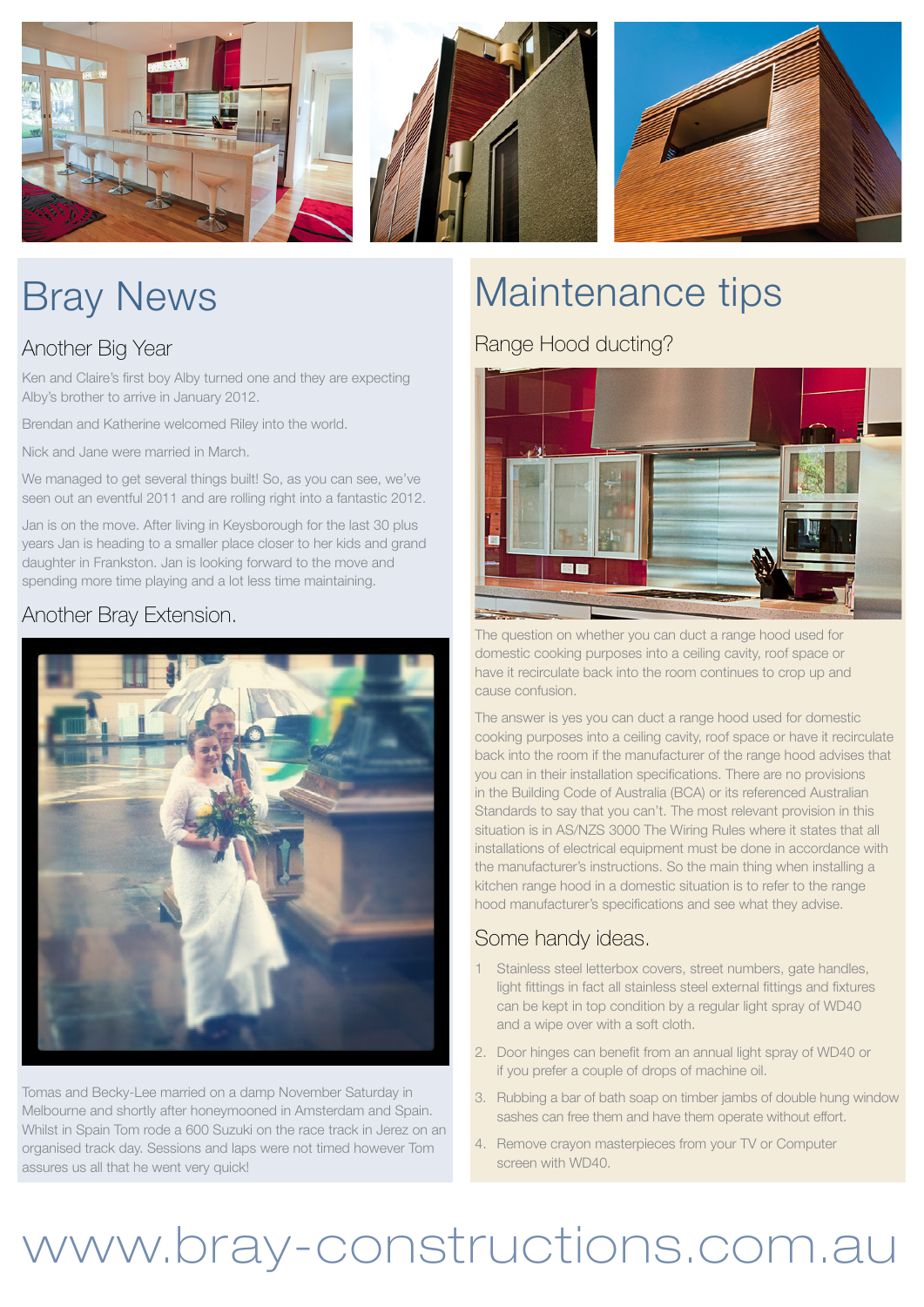# Bray News

## Another Big Year

Ken and Claire's first boy Alby turned one and they are expecting Alby's brother to arrive in January 2012.

Brendan and Katherine welcomed Riley into the world.

Nick and Jane were married in March.

We managed to get several things built! So, as you can see, we've seen out an eventful 2011 and are rolling right into a fantastic 2012.

Jan is on the move. After living in Keysborough for the last 30 plus years Jan is heading to a smaller place closer to her kids and grand daughter in Frankston. Jan is looking forward to the move and spending more time playing and a lot less time maintaining.

## Another Bray Extension.

Tomas and Becky-Lee married on a damp November Saturday in Melbourne and shortly after honeymooned in Amsterdam and Spain. Whilst in Spain Tom rode a 600 Suzuki on the race track in Jerez on an organised track day. Sessions and laps were not timed however Tom assures us all that he went very quick!

# Maintenance tips

## Range Hood ducting?

The question on whether you can duct a range hood used for domestic cooking purposes into a ceiling cavity, roof space or have it recirculate back into the room continues to crop up and cause confusion.

The answer is yes you can duct a range hood used for domestic cooking purposes into a ceiling cavity, roof space or have it recirculate back into the room if the manufacturer of the range hood advises that you can in their installation specifications. There are no provisions in the Building Code of Australia (BCA) or its referenced Australian Standards to say that you can't. The most relevant provision in this situation is in AS/NZS 3000 The Wiring Rules where it states that all installations of electrical equipment must be done in accordance with the manufacturer's instructions. So the main thing when installing a kitchen range hood in a domestic situation is to refer to the range hood manufacturer's specifications and see what they advise.

## Some handy ideas.

1. Stainless steel letterbox covers, street numbers, gate handles, light fittings in fact all stainless steel external fittings and fixtures can be kept in top condition by a regular light spray of WD40 and a wipe over with a soft cloth.
2. Door hinges can benefit from an annual light spray of WD40 or if you prefer a couple of drops of machine oil.
3. Rubbing a bar of bath soap on timber jambs of double hung window sashes can free them and have them operate without effort.
4. Remove crayon masterpieces from your TV or Computer screen with WD40.

www.bray-constructions.com.au